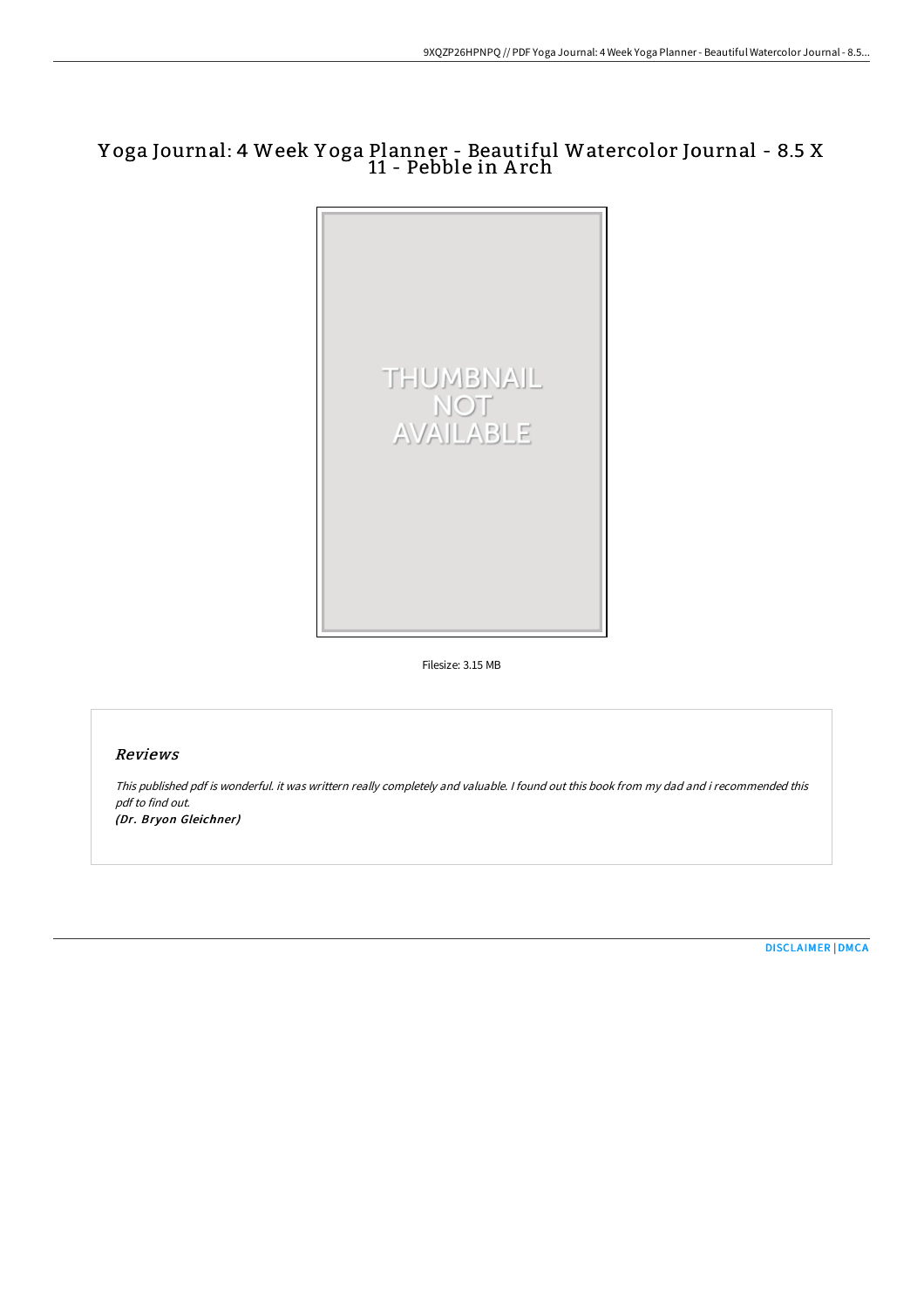# Yoga Journal: 4 Week Yoga Planner - Beautiful Watercolor Journal - 8.5 X 11 - Pebble in Arch

Filesize: 3.15 MB

## Reviews

*This published pdf is wonderful. it was writtern really completely and valuable. I found out this book from my dad and i recommended this pdf to find out.*

*(Dr. Bryon Gleichner)*

DISCLAIMER | DMCA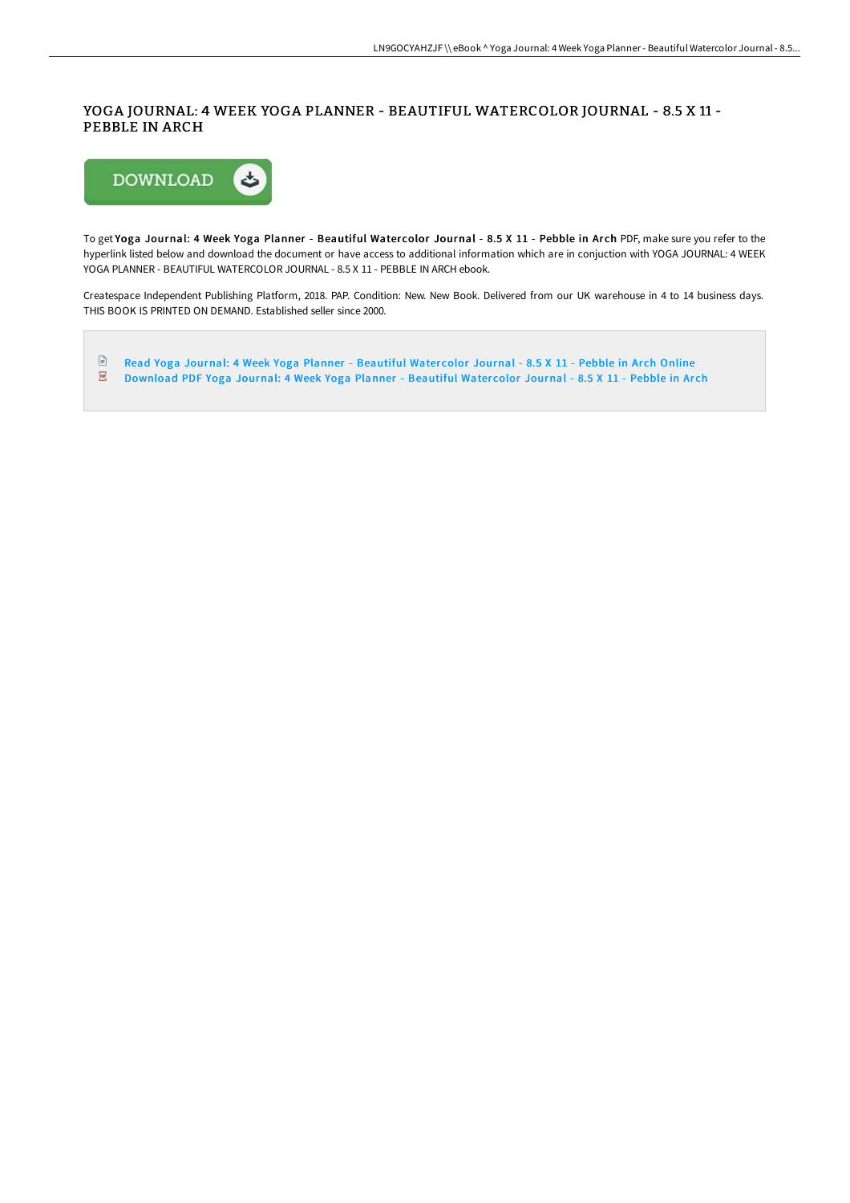# YOGA JOURNAL: 4 WEEK YOGA PLANNER - BEAUTIFUL WATERCOLOR JOURNAL - 8.5 X 11 - PEBBLE IN ARCH

To get **Yoga Journal: 4 Week Yoga Planner - Beautiful Watercolor Journal - 8.5 X 11 - Pebble in Arch** PDF, make sure you refer to the hyperlink listed below and download the document or have access to additional information which are in conjuction with YOGA JOURNAL: 4 WEEK YOGA PLANNER - BEAUTIFUL WATERCOLOR JOURNAL - 8.5 X 11 - PEBBLE IN ARCH ebook.

Createspace Independent Publishing Platform, 2018. PAP. Condition: New. New Book. Delivered from our UK warehouse in 4 to 14 business days. THIS BOOK IS PRINTED ON DEMAND. Established seller since 2000.

- Read Yoga Journal: 4 Week Yoga Planner - Beautiful Watercolor Journal - 8.5 X 11 - Pebble in Arch Online
- Download PDF Yoga Journal: 4 Week Yoga Planner - Beautiful Watercolor Journal - 8.5 X 11 - Pebble in Arch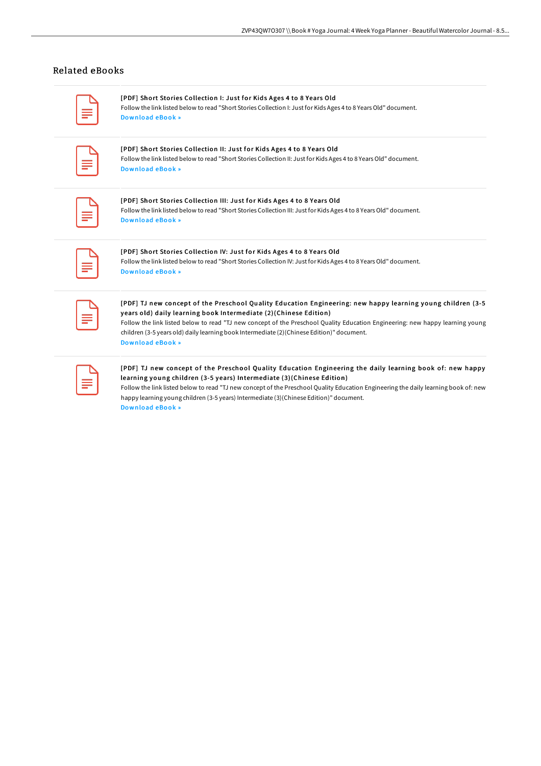## Related eBooks

**[PDF] Short Stories Collection I: Just for Kids Ages 4 to 8 Years Old**
Follow the link listed below to read "Short Stories Collection I: Just for Kids Ages 4 to 8 Years Old" document.
Download eBook »

**[PDF] Short Stories Collection II: Just for Kids Ages 4 to 8 Years Old**
Follow the link listed below to read "Short Stories Collection II: Just for Kids Ages 4 to 8 Years Old" document.
Download eBook »

**[PDF] Short Stories Collection III: Just for Kids Ages 4 to 8 Years Old**
Follow the link listed below to read "Short Stories Collection III: Just for Kids Ages 4 to 8 Years Old" document.
Download eBook »

**[PDF] Short Stories Collection IV: Just for Kids Ages 4 to 8 Years Old**
Follow the link listed below to read "Short Stories Collection IV: Just for Kids Ages 4 to 8 Years Old" document.
Download eBook »

**[PDF] TJ new concept of the Preschool Quality Education Engineering: new happy learning young children (3-5 years old) daily learning book Intermediate (2)(Chinese Edition)**
Follow the link listed below to read "TJ new concept of the Preschool Quality Education Engineering: new happy learning young children (3-5 years old) daily learning book Intermediate (2)(Chinese Edition)" document.
Download eBook »

**[PDF] TJ new concept of the Preschool Quality Education Engineering the daily learning book of: new happy learning young children (3-5 years) Intermediate (3)(Chinese Edition)**
Follow the link listed below to read "TJ new concept of the Preschool Quality Education Engineering the daily learning book of: new happy learning young children (3-5 years) Intermediate (3)(Chinese Edition)" document.
Download eBook »